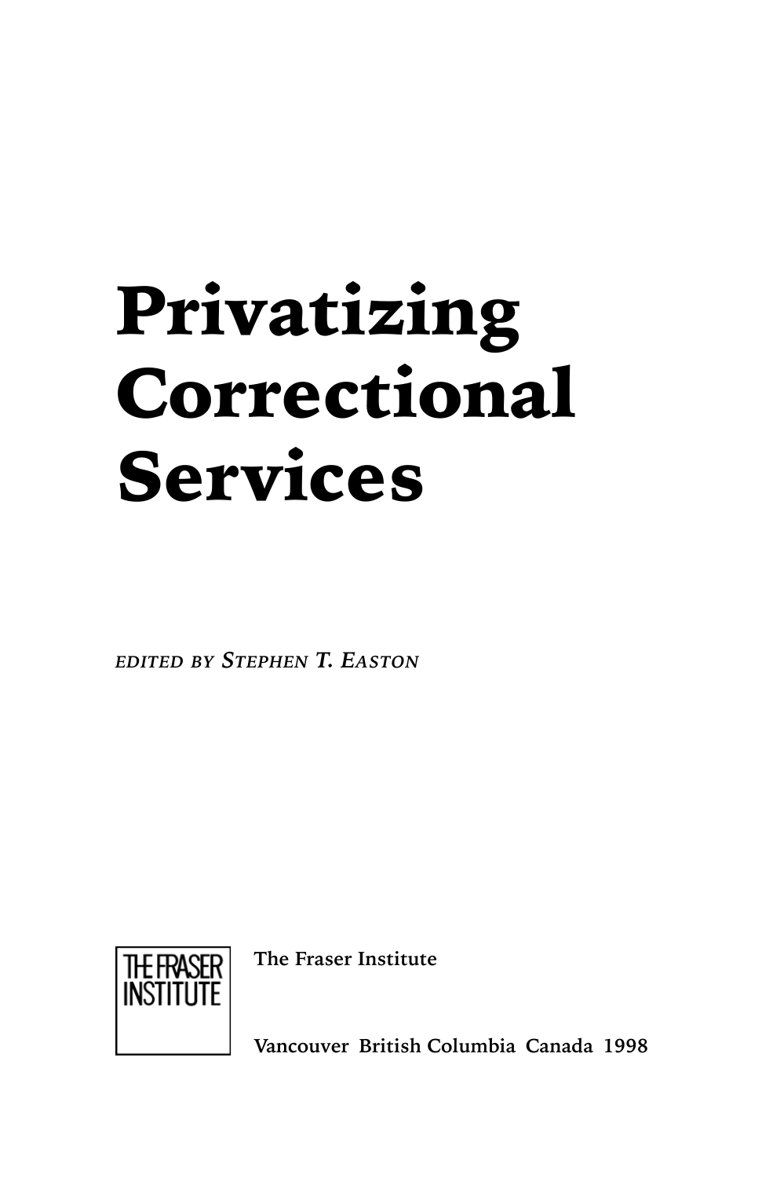# Privatizing Correctional Services

*EDITED BY STEPHEN T. EASTON*

THE FRASER INSTITUTE

The Fraser Institute

Vancouver British Columbia Canada 1998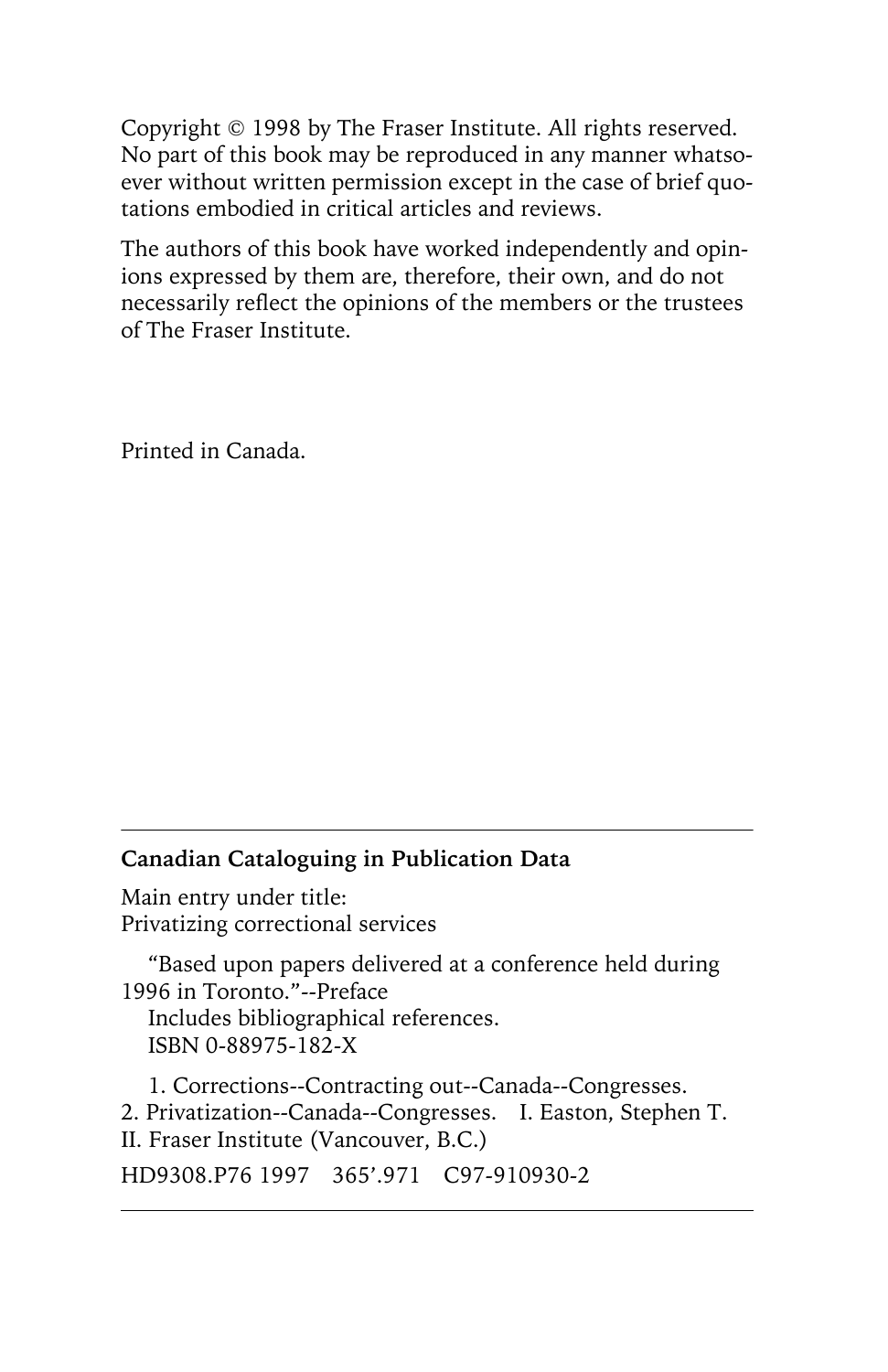Copyright © 1998 by The Fraser Institute. All rights reserved. No part of this book may be reproduced in any manner whatsoever without written permission except in the case of brief quotations embodied in critical articles and reviews.

The authors of this book have worked independently and opinions expressed by them are, therefore, their own, and do not necessarily reflect the opinions of the members or the trustees of The Fraser Institute.

Printed in Canada.

---

**Canadian Cataloguing in Publication Data**

Main entry under title:
Privatizing correctional services

"Based upon papers delivered at a conference held during 1996 in Toronto."--Preface
Includes bibliographical references.
ISBN 0-88975-182-X

1. Corrections--Contracting out--Canada--Congresses.
2. Privatization--Canada--Congresses. I. Easton, Stephen T.
II. Fraser Institute (Vancouver, B.C.)

HD9308.P76 1997 365'.971 C97-910930-2

---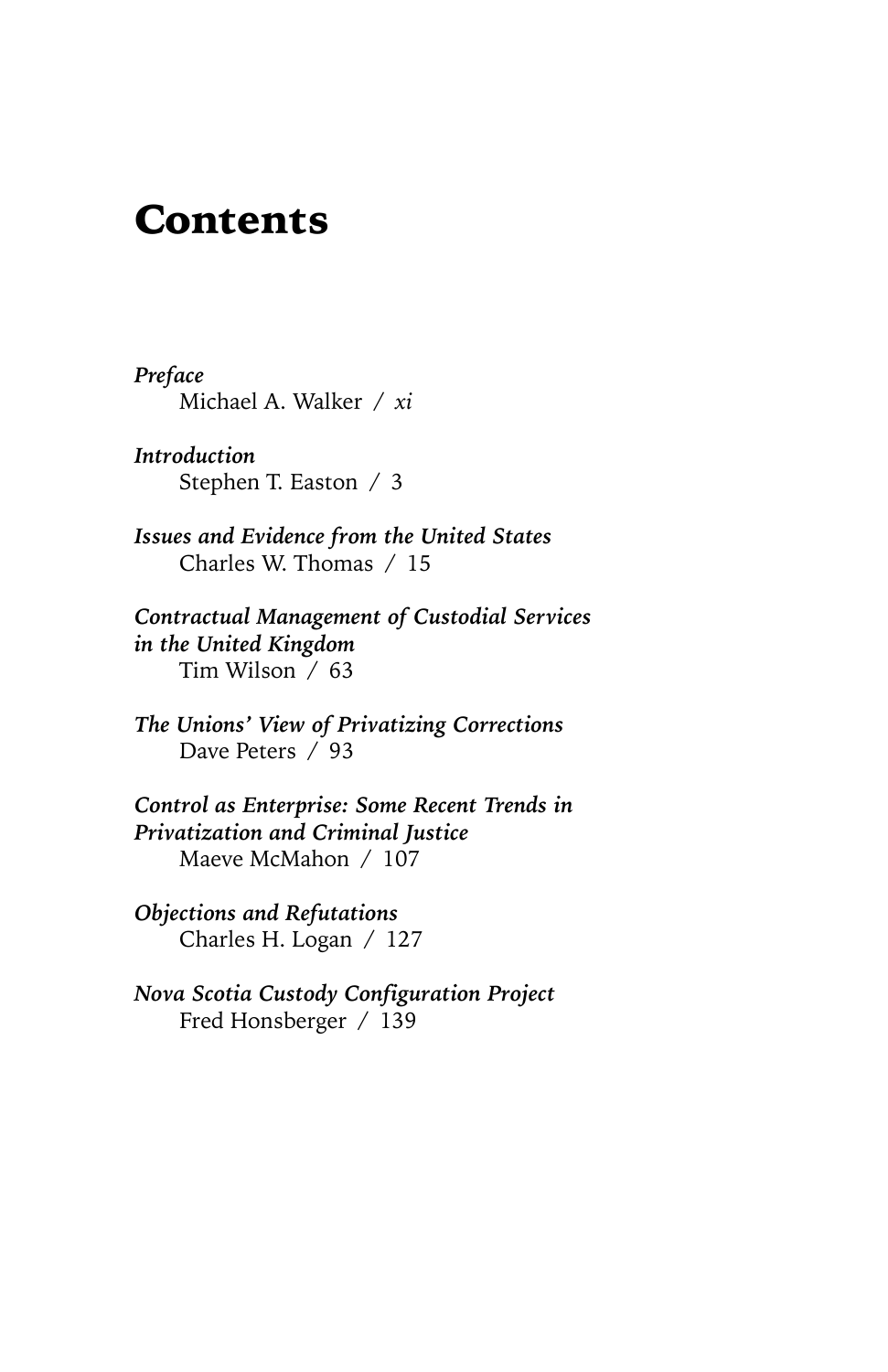# Contents

*Preface*
Michael A. Walker / *xi*

*Introduction*
Stephen T. Easton / 3

*Issues and Evidence from the United States*
Charles W. Thomas / 15

*Contractual Management of Custodial Services in the United Kingdom*
Tim Wilson / 63

*The Unions' View of Privatizing Corrections*
Dave Peters / 93

*Control as Enterprise: Some Recent Trends in Privatization and Criminal Justice*
Maeve McMahon / 107

*Objections and Refutations*
Charles H. Logan / 127

*Nova Scotia Custody Configuration Project*
Fred Honsberger / 139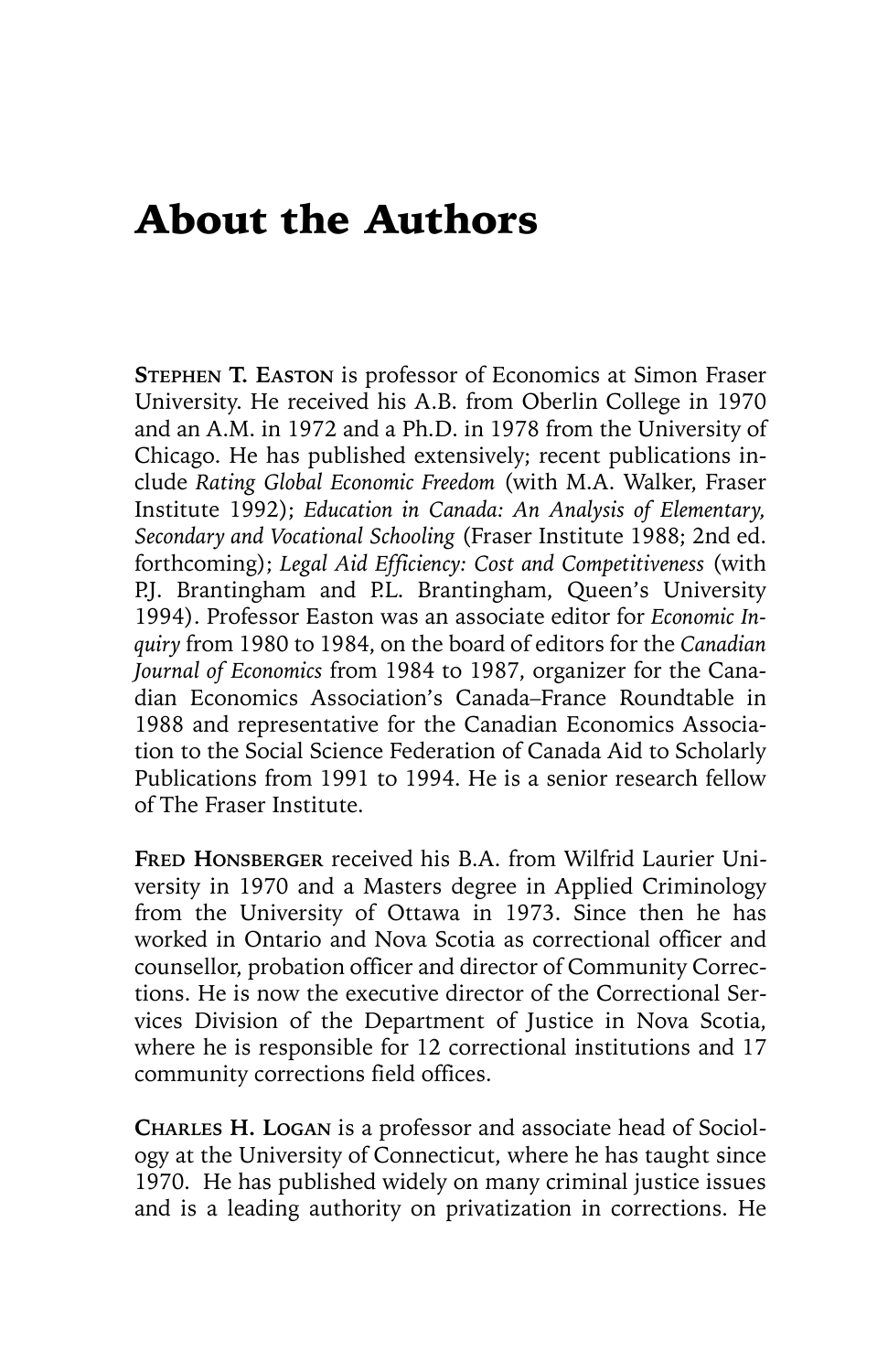# About the Authors

**Stephen T. Easton** is professor of Economics at Simon Fraser University. He received his A.B. from Oberlin College in 1970 and an A.M. in 1972 and a Ph.D. in 1978 from the University of Chicago. He has published extensively; recent publications include *Rating Global Economic Freedom* (with M.A. Walker, Fraser Institute 1992); *Education in Canada: An Analysis of Elementary, Secondary and Vocational Schooling* (Fraser Institute 1988; 2nd ed. forthcoming); *Legal Aid Efficiency: Cost and Competitiveness* (with P.J. Brantingham and P.L. Brantingham, Queen's University 1994). Professor Easton was an associate editor for *Economic Inquiry* from 1980 to 1984, on the board of editors for the *Canadian Journal of Economics* from 1984 to 1987, organizer for the Canadian Economics Association's Canada–France Roundtable in 1988 and representative for the Canadian Economics Association to the Social Science Federation of Canada Aid to Scholarly Publications from 1991 to 1994. He is a senior research fellow of The Fraser Institute.

**Fred Honsberger** received his B.A. from Wilfrid Laurier University in 1970 and a Masters degree in Applied Criminology from the University of Ottawa in 1973. Since then he has worked in Ontario and Nova Scotia as correctional officer and counsellor, probation officer and director of Community Corrections. He is now the executive director of the Correctional Services Division of the Department of Justice in Nova Scotia, where he is responsible for 12 correctional institutions and 17 community corrections field offices.

**Charles H. Logan** is a professor and associate head of Sociology at the University of Connecticut, where he has taught since 1970. He has published widely on many criminal justice issues and is a leading authority on privatization in corrections. He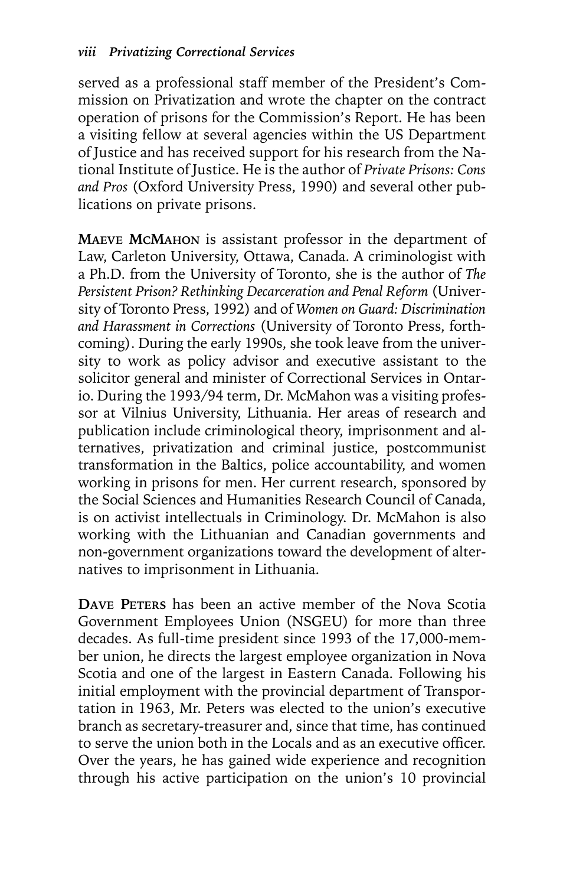served as a professional staff member of the President's Commission on Privatization and wrote the chapter on the contract operation of prisons for the Commission's Report. He has been a visiting fellow at several agencies within the US Department of Justice and has received support for his research from the National Institute of Justice. He is the author of *Private Prisons: Cons and Pros* (Oxford University Press, 1990) and several other publications on private prisons.

**MAEVE MCMAHON** is assistant professor in the department of Law, Carleton University, Ottawa, Canada. A criminologist with a Ph.D. from the University of Toronto, she is the author of *The Persistent Prison? Rethinking Decarceration and Penal Reform* (University of Toronto Press, 1992) and of *Women on Guard: Discrimination and Harassment in Corrections* (University of Toronto Press, forthcoming). During the early 1990s, she took leave from the university to work as policy advisor and executive assistant to the solicitor general and minister of Correctional Services in Ontario. During the 1993/94 term, Dr. McMahon was a visiting professor at Vilnius University, Lithuania. Her areas of research and publication include criminological theory, imprisonment and alternatives, privatization and criminal justice, postcommunist transformation in the Baltics, police accountability, and women working in prisons for men. Her current research, sponsored by the Social Sciences and Humanities Research Council of Canada, is on activist intellectuals in Criminology. Dr. McMahon is also working with the Lithuanian and Canadian governments and non-government organizations toward the development of alternatives to imprisonment in Lithuania.

**DAVE PETERS** has been an active member of the Nova Scotia Government Employees Union (NSGEU) for more than three decades. As full-time president since 1993 of the 17,000-member union, he directs the largest employee organization in Nova Scotia and one of the largest in Eastern Canada. Following his initial employment with the provincial department of Transportation in 1963, Mr. Peters was elected to the union's executive branch as secretary-treasurer and, since that time, has continued to serve the union both in the Locals and as an executive officer. Over the years, he has gained wide experience and recognition through his active participation on the union's 10 provincial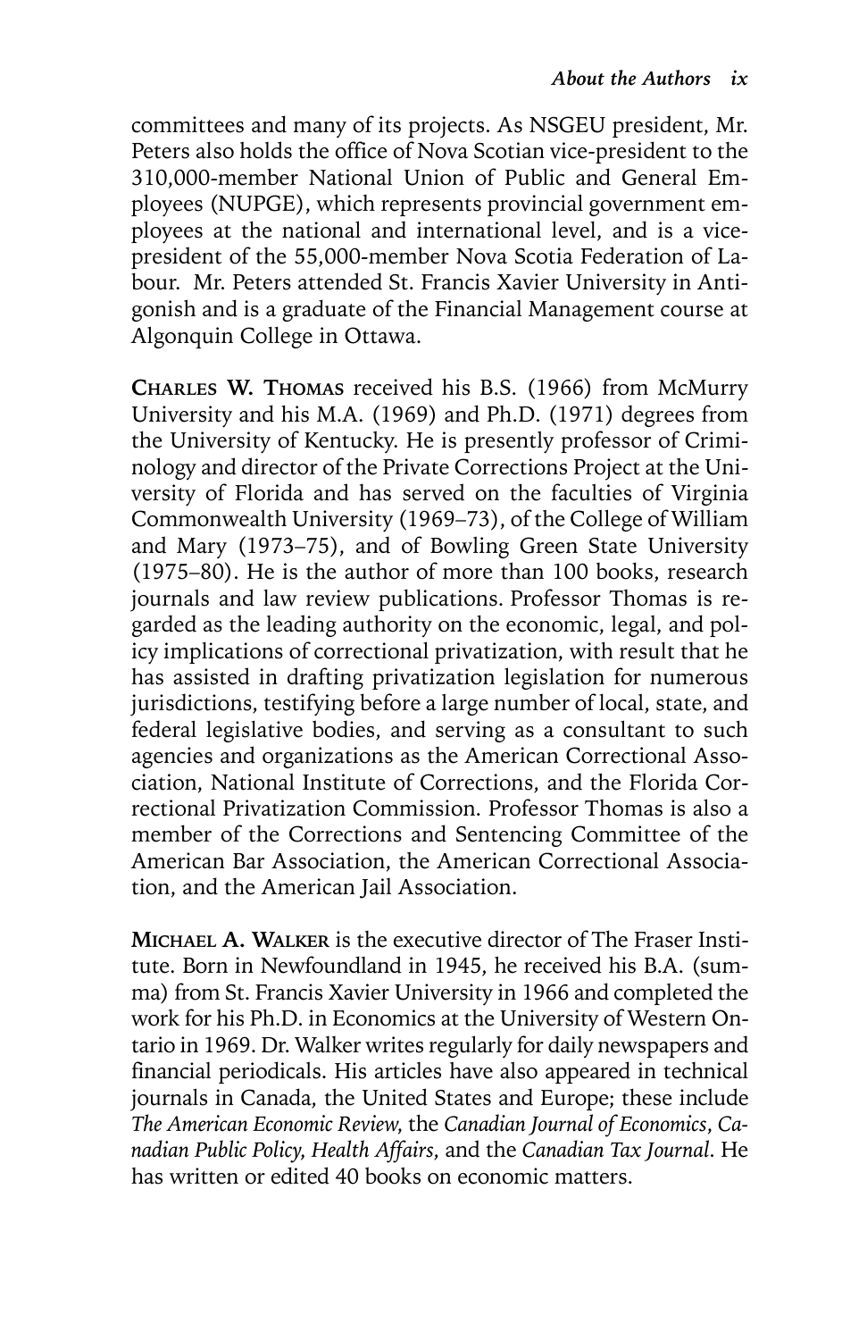committees and many of its projects. As NSGEU president, Mr. Peters also holds the office of Nova Scotian vice-president to the 310,000-member National Union of Public and General Employees (NUPGE), which represents provincial government employees at the national and international level, and is a vice-president of the 55,000-member Nova Scotia Federation of Labour. Mr. Peters attended St. Francis Xavier University in Antigonish and is a graduate of the Financial Management course at Algonquin College in Ottawa.

**Charles W. Thomas** received his B.S. (1966) from McMurry University and his M.A. (1969) and Ph.D. (1971) degrees from the University of Kentucky. He is presently professor of Criminology and director of the Private Corrections Project at the University of Florida and has served on the faculties of Virginia Commonwealth University (1969–73), of the College of William and Mary (1973–75), and of Bowling Green State University (1975–80). He is the author of more than 100 books, research journals and law review publications. Professor Thomas is regarded as the leading authority on the economic, legal, and policy implications of correctional privatization, with result that he has assisted in drafting privatization legislation for numerous jurisdictions, testifying before a large number of local, state, and federal legislative bodies, and serving as a consultant to such agencies and organizations as the American Correctional Association, National Institute of Corrections, and the Florida Correctional Privatization Commission. Professor Thomas is also a member of the Corrections and Sentencing Committee of the American Bar Association, the American Correctional Association, and the American Jail Association.

**Michael A. Walker** is the executive director of The Fraser Institute. Born in Newfoundland in 1945, he received his B.A. (summa) from St. Francis Xavier University in 1966 and completed the work for his Ph.D. in Economics at the University of Western Ontario in 1969. Dr. Walker writes regularly for daily newspapers and financial periodicals. His articles have also appeared in technical journals in Canada, the United States and Europe; these include *The American Economic Review*, the *Canadian Journal of Economics*, *Canadian Public Policy*, *Health Affairs*, and the *Canadian Tax Journal*. He has written or edited 40 books on economic matters.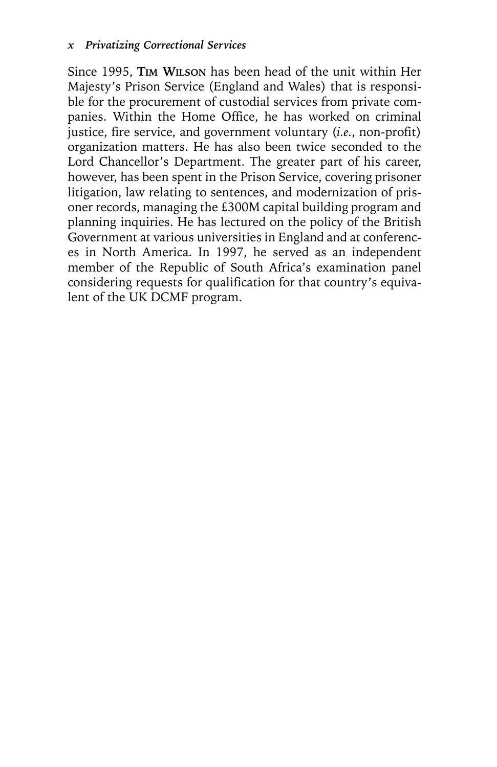Since 1995, **Tim Wilson** has been head of the unit within Her Majesty's Prison Service (England and Wales) that is responsible for the procurement of custodial services from private companies. Within the Home Office, he has worked on criminal justice, fire service, and government voluntary (*i.e.*, non-profit) organization matters. He has also been twice seconded to the Lord Chancellor's Department. The greater part of his career, however, has been spent in the Prison Service, covering prisoner litigation, law relating to sentences, and modernization of prisoner records, managing the £300M capital building program and planning inquiries. He has lectured on the policy of the British Government at various universities in England and at conferences in North America. In 1997, he served as an independent member of the Republic of South Africa's examination panel considering requests for qualification for that country's equivalent of the UK DCMF program.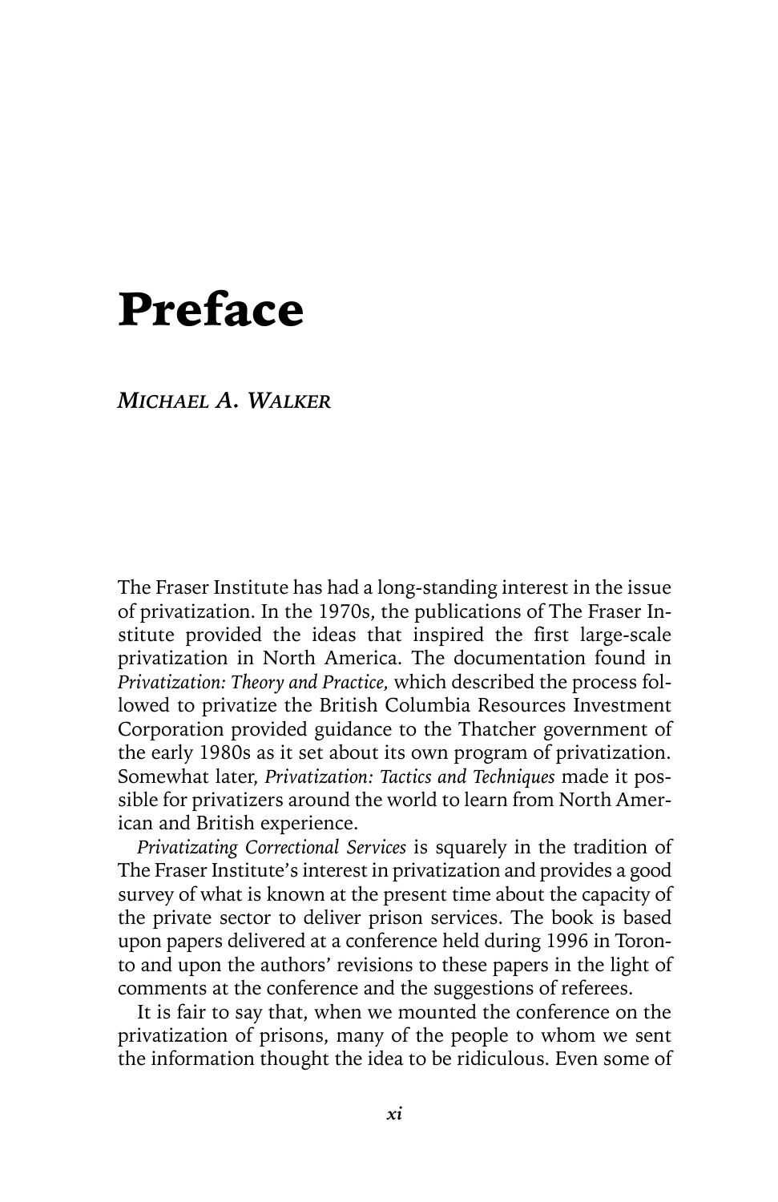# Preface

*MICHAEL A. WALKER*

The Fraser Institute has had a long-standing interest in the issue of privatization. In the 1970s, the publications of The Fraser Institute provided the ideas that inspired the first large-scale privatization in North America. The documentation found in *Privatization: Theory and Practice,* which described the process followed to privatize the British Columbia Resources Investment Corporation provided guidance to the Thatcher government of the early 1980s as it set about its own program of privatization. Somewhat later, *Privatization: Tactics and Techniques* made it possible for privatizers around the world to learn from North American and British experience.

*Privatizating Correctional Services* is squarely in the tradition of The Fraser Institute's interest in privatization and provides a good survey of what is known at the present time about the capacity of the private sector to deliver prison services. The book is based upon papers delivered at a conference held during 1996 in Toronto and upon the authors' revisions to these papers in the light of comments at the conference and the suggestions of referees.

It is fair to say that, when we mounted the conference on the privatization of prisons, many of the people to whom we sent the information thought the idea to be ridiculous. Even some of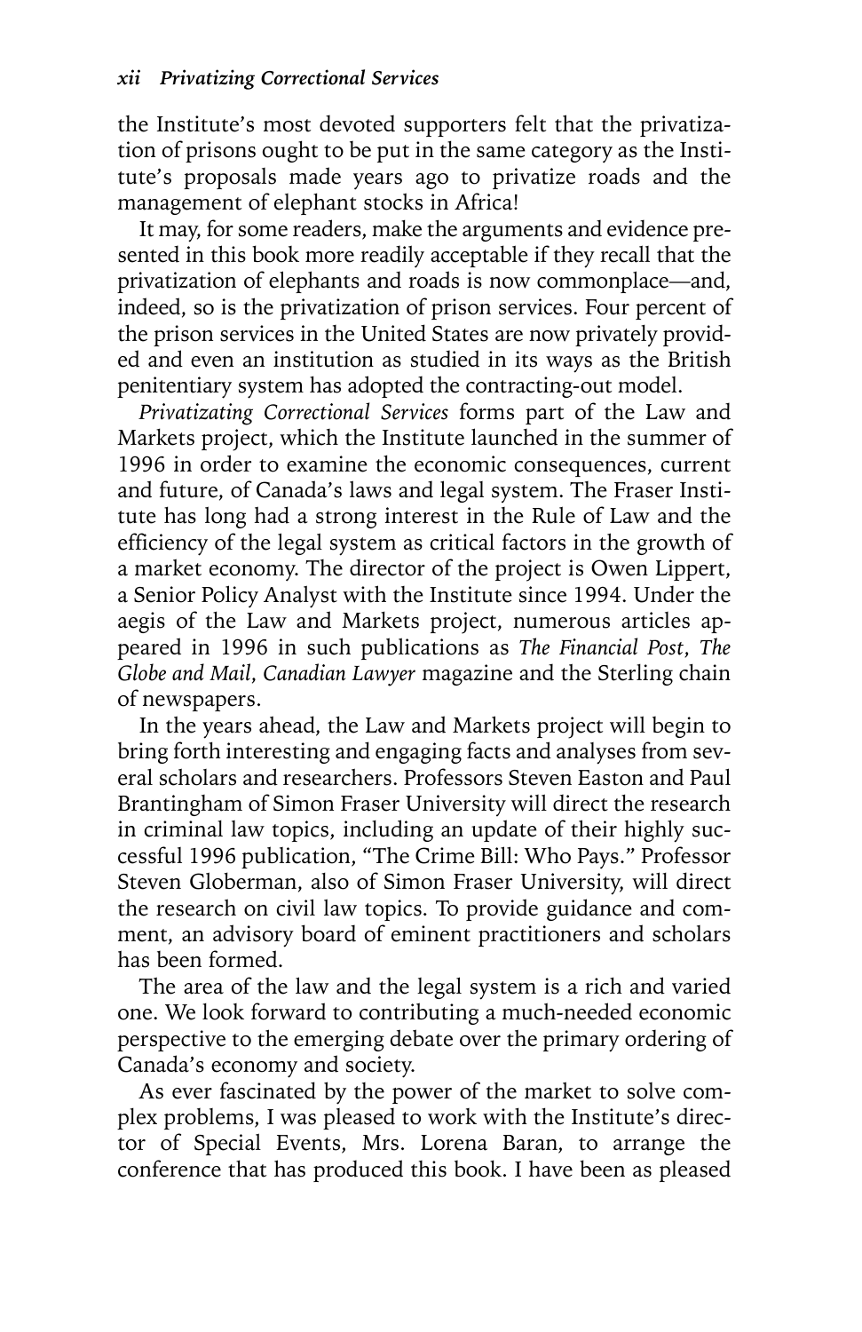the Institute's most devoted supporters felt that the privatization of prisons ought to be put in the same category as the Institute's proposals made years ago to privatize roads and the management of elephant stocks in Africa!

It may, for some readers, make the arguments and evidence presented in this book more readily acceptable if they recall that the privatization of elephants and roads is now commonplace—and, indeed, so is the privatization of prison services. Four percent of the prison services in the United States are now privately provided and even an institution as studied in its ways as the British penitentiary system has adopted the contracting-out model.

*Privatizating Correctional Services* forms part of the Law and Markets project, which the Institute launched in the summer of 1996 in order to examine the economic consequences, current and future, of Canada's laws and legal system. The Fraser Institute has long had a strong interest in the Rule of Law and the efficiency of the legal system as critical factors in the growth of a market economy. The director of the project is Owen Lippert, a Senior Policy Analyst with the Institute since 1994. Under the aegis of the Law and Markets project, numerous articles appeared in 1996 in such publications as *The Financial Post*, *The Globe and Mail*, *Canadian Lawyer* magazine and the Sterling chain of newspapers.

In the years ahead, the Law and Markets project will begin to bring forth interesting and engaging facts and analyses from several scholars and researchers. Professors Steven Easton and Paul Brantingham of Simon Fraser University will direct the research in criminal law topics, including an update of their highly successful 1996 publication, "The Crime Bill: Who Pays." Professor Steven Globerman, also of Simon Fraser University, will direct the research on civil law topics. To provide guidance and comment, an advisory board of eminent practitioners and scholars has been formed.

The area of the law and the legal system is a rich and varied one. We look forward to contributing a much-needed economic perspective to the emerging debate over the primary ordering of Canada's economy and society.

As ever fascinated by the power of the market to solve complex problems, I was pleased to work with the Institute's director of Special Events, Mrs. Lorena Baran, to arrange the conference that has produced this book. I have been as pleased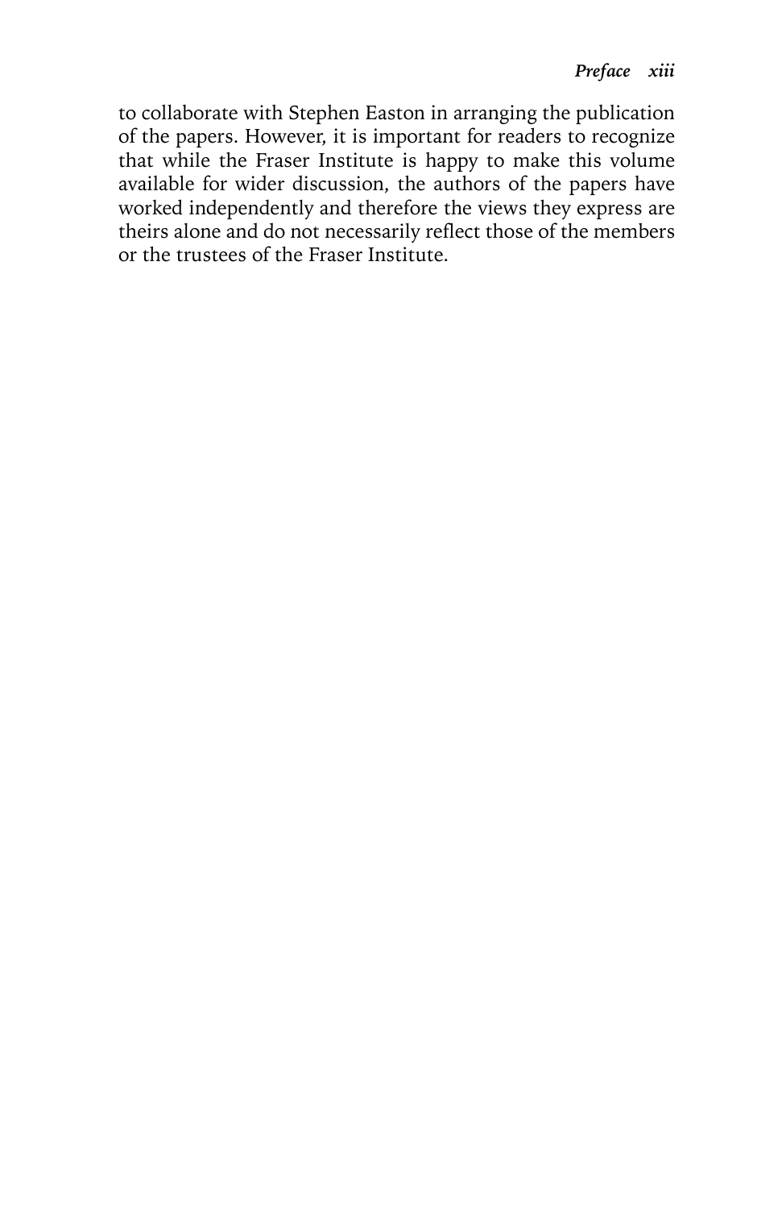to collaborate with Stephen Easton in arranging the publication of the papers. However, it is important for readers to recognize that while the Fraser Institute is happy to make this volume available for wider discussion, the authors of the papers have worked independently and therefore the views they express are theirs alone and do not necessarily reflect those of the members or the trustees of the Fraser Institute.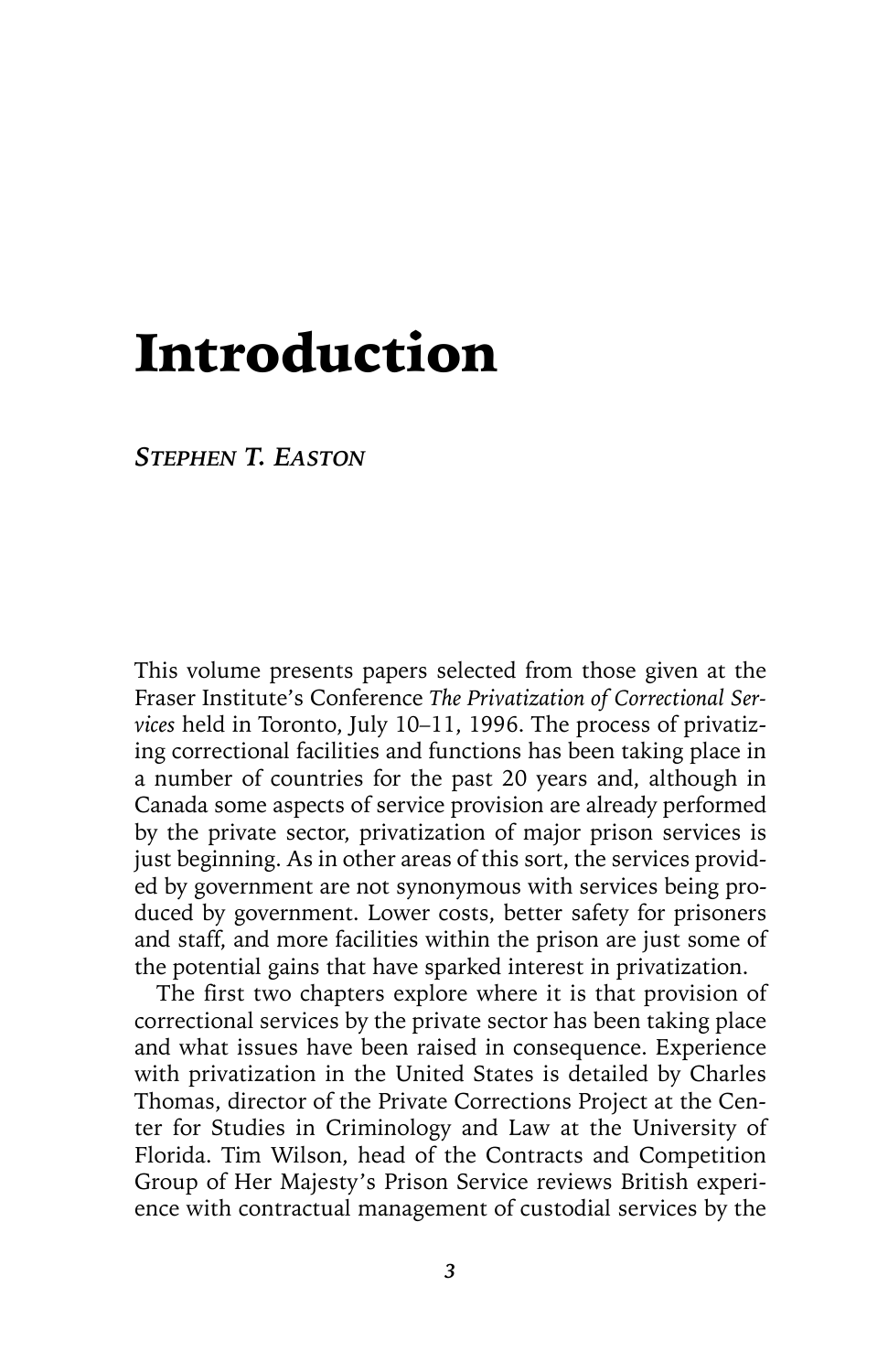# Introduction

***Stephen T. Easton***

This volume presents papers selected from those given at the Fraser Institute's Conference *The Privatization of Correctional Services* held in Toronto, July 10–11, 1996. The process of privatizing correctional facilities and functions has been taking place in a number of countries for the past 20 years and, although in Canada some aspects of service provision are already performed by the private sector, privatization of major prison services is just beginning. As in other areas of this sort, the services provided by government are not synonymous with services being produced by government. Lower costs, better safety for prisoners and staff, and more facilities within the prison are just some of the potential gains that have sparked interest in privatization.

The first two chapters explore where it is that provision of correctional services by the private sector has been taking place and what issues have been raised in consequence. Experience with privatization in the United States is detailed by Charles Thomas, director of the Private Corrections Project at the Center for Studies in Criminology and Law at the University of Florida. Tim Wilson, head of the Contracts and Competition Group of Her Majesty's Prison Service reviews British experience with contractual management of custodial services by the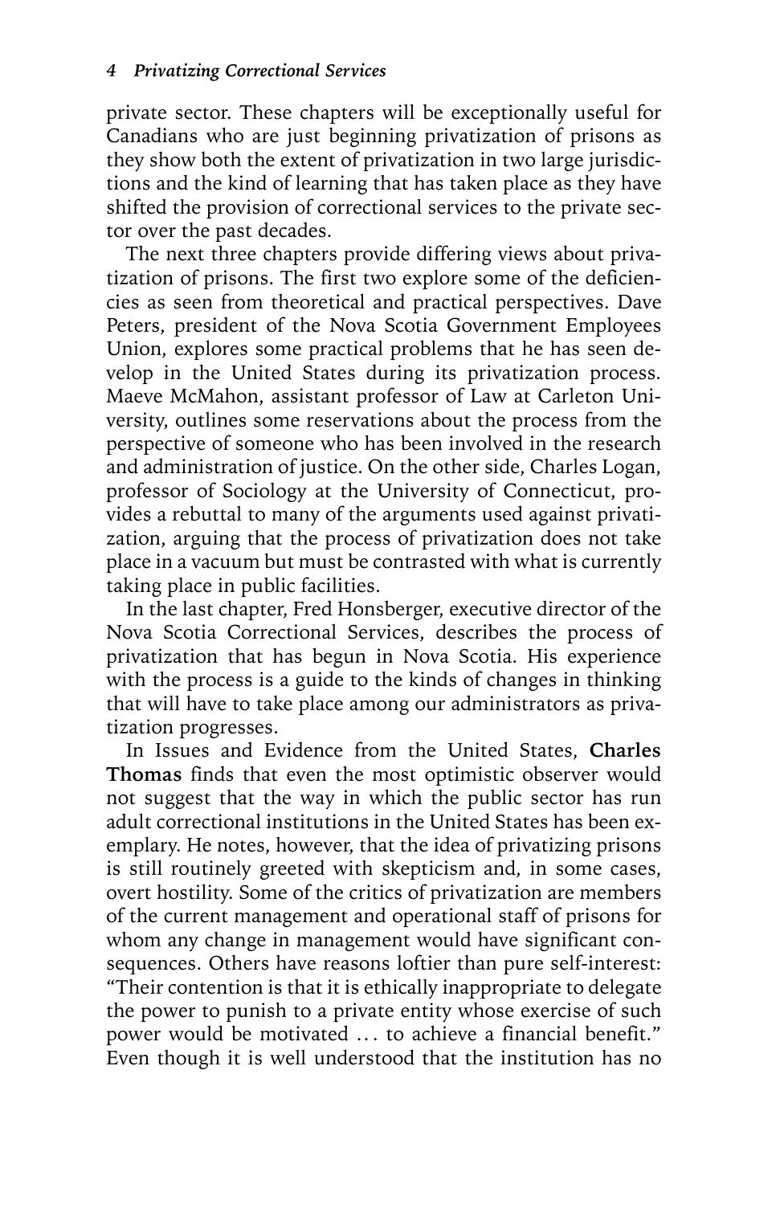private sector. These chapters will be exceptionally useful for Canadians who are just beginning privatization of prisons as they show both the extent of privatization in two large jurisdictions and the kind of learning that has taken place as they have shifted the provision of correctional services to the private sector over the past decades.

The next three chapters provide differing views about privatization of prisons. The first two explore some of the deficiencies as seen from theoretical and practical perspectives. Dave Peters, president of the Nova Scotia Government Employees Union, explores some practical problems that he has seen develop in the United States during its privatization process. Maeve McMahon, assistant professor of Law at Carleton University, outlines some reservations about the process from the perspective of someone who has been involved in the research and administration of justice. On the other side, Charles Logan, professor of Sociology at the University of Connecticut, provides a rebuttal to many of the arguments used against privatization, arguing that the process of privatization does not take place in a vacuum but must be contrasted with what is currently taking place in public facilities.

In the last chapter, Fred Honsberger, executive director of the Nova Scotia Correctional Services, describes the process of privatization that has begun in Nova Scotia. His experience with the process is a guide to the kinds of changes in thinking that will have to take place among our administrators as privatization progresses.

In Issues and Evidence from the United States, **Charles Thomas** finds that even the most optimistic observer would not suggest that the way in which the public sector has run adult correctional institutions in the United States has been exemplary. He notes, however, that the idea of privatizing prisons is still routinely greeted with skepticism and, in some cases, overt hostility. Some of the critics of privatization are members of the current management and operational staff of prisons for whom any change in management would have significant consequences. Others have reasons loftier than pure self-interest: "Their contention is that it is ethically inappropriate to delegate the power to punish to a private entity whose exercise of such power would be motivated … to achieve a financial benefit." Even though it is well understood that the institution has no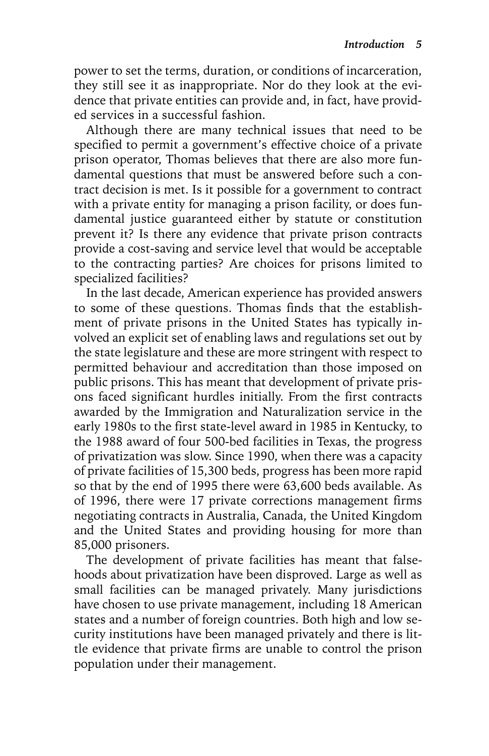power to set the terms, duration, or conditions of incarceration, they still see it as inappropriate. Nor do they look at the evidence that private entities can provide and, in fact, have provided services in a successful fashion.

Although there are many technical issues that need to be specified to permit a government's effective choice of a private prison operator, Thomas believes that there are also more fundamental questions that must be answered before such a contract decision is met. Is it possible for a government to contract with a private entity for managing a prison facility, or does fundamental justice guaranteed either by statute or constitution prevent it? Is there any evidence that private prison contracts provide a cost-saving and service level that would be acceptable to the contracting parties? Are choices for prisons limited to specialized facilities?

In the last decade, American experience has provided answers to some of these questions. Thomas finds that the establishment of private prisons in the United States has typically involved an explicit set of enabling laws and regulations set out by the state legislature and these are more stringent with respect to permitted behaviour and accreditation than those imposed on public prisons. This has meant that development of private prisons faced significant hurdles initially. From the first contracts awarded by the Immigration and Naturalization service in the early 1980s to the first state-level award in 1985 in Kentucky, to the 1988 award of four 500-bed facilities in Texas, the progress of privatization was slow. Since 1990, when there was a capacity of private facilities of 15,300 beds, progress has been more rapid so that by the end of 1995 there were 63,600 beds available. As of 1996, there were 17 private corrections management firms negotiating contracts in Australia, Canada, the United Kingdom and the United States and providing housing for more than 85,000 prisoners.

The development of private facilities has meant that falsehoods about privatization have been disproved. Large as well as small facilities can be managed privately. Many jurisdictions have chosen to use private management, including 18 American states and a number of foreign countries. Both high and low security institutions have been managed privately and there is little evidence that private firms are unable to control the prison population under their management.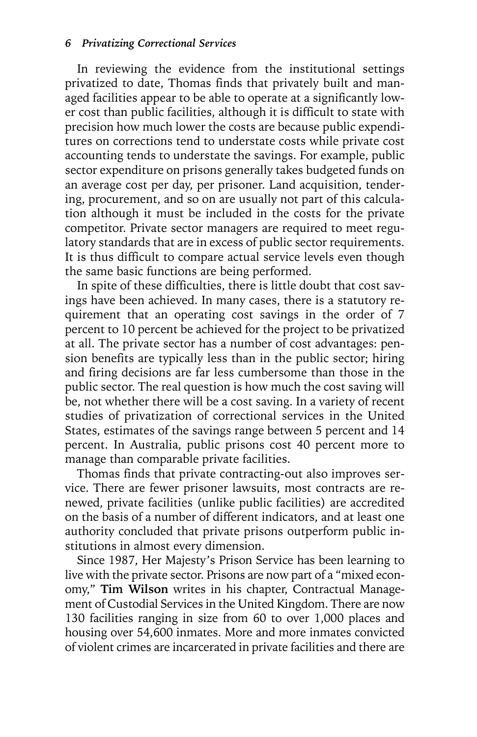In reviewing the evidence from the institutional settings privatized to date, Thomas finds that privately built and managed facilities appear to be able to operate at a significantly lower cost than public facilities, although it is difficult to state with precision how much lower the costs are because public expenditures on corrections tend to understate costs while private cost accounting tends to understate the savings. For example, public sector expenditure on prisons generally takes budgeted funds on an average cost per day, per prisoner. Land acquisition, tendering, procurement, and so on are usually not part of this calculation although it must be included in the costs for the private competitor. Private sector managers are required to meet regulatory standards that are in excess of public sector requirements. It is thus difficult to compare actual service levels even though the same basic functions are being performed.

In spite of these difficulties, there is little doubt that cost savings have been achieved. In many cases, there is a statutory requirement that an operating cost savings in the order of 7 percent to 10 percent be achieved for the project to be privatized at all. The private sector has a number of cost advantages: pension benefits are typically less than in the public sector; hiring and firing decisions are far less cumbersome than those in the public sector. The real question is how much the cost saving will be, not whether there will be a cost saving. In a variety of recent studies of privatization of correctional services in the United States, estimates of the savings range between 5 percent and 14 percent. In Australia, public prisons cost 40 percent more to manage than comparable private facilities.

Thomas finds that private contracting-out also improves service. There are fewer prisoner lawsuits, most contracts are renewed, private facilities (unlike public facilities) are accredited on the basis of a number of different indicators, and at least one authority concluded that private prisons outperform public institutions in almost every dimension.

Since 1987, Her Majesty's Prison Service has been learning to live with the private sector. Prisons are now part of a "mixed economy," **Tim Wilson** writes in his chapter, Contractual Management of Custodial Services in the United Kingdom. There are now 130 facilities ranging in size from 60 to over 1,000 places and housing over 54,600 inmates. More and more inmates convicted of violent crimes are incarcerated in private facilities and there are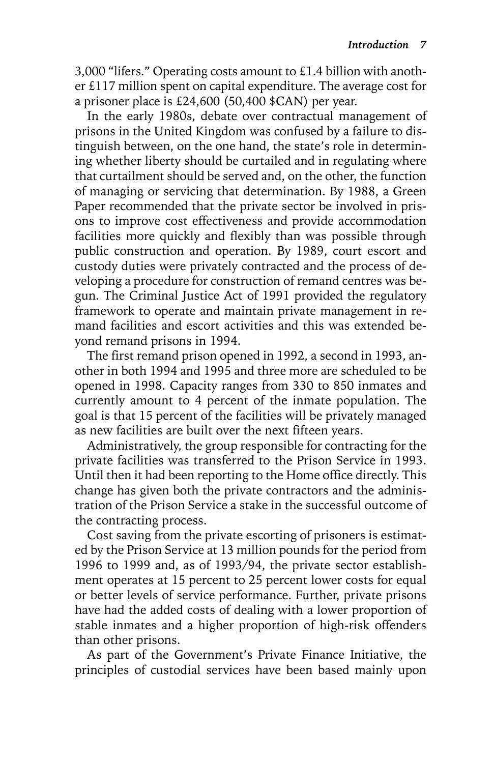3,000 "lifers." Operating costs amount to £1.4 billion with another £117 million spent on capital expenditure. The average cost for a prisoner place is £24,600 (50,400 $CAN) per year.

In the early 1980s, debate over contractual management of prisons in the United Kingdom was confused by a failure to distinguish between, on the one hand, the state's role in determining whether liberty should be curtailed and in regulating where that curtailment should be served and, on the other, the function of managing or servicing that determination. By 1988, a Green Paper recommended that the private sector be involved in prisons to improve cost effectiveness and provide accommodation facilities more quickly and flexibly than was possible through public construction and operation. By 1989, court escort and custody duties were privately contracted and the process of developing a procedure for construction of remand centres was begun. The Criminal Justice Act of 1991 provided the regulatory framework to operate and maintain private management in remand facilities and escort activities and this was extended beyond remand prisons in 1994.

The first remand prison opened in 1992, a second in 1993, another in both 1994 and 1995 and three more are scheduled to be opened in 1998. Capacity ranges from 330 to 850 inmates and currently amount to 4 percent of the inmate population. The goal is that 15 percent of the facilities will be privately managed as new facilities are built over the next fifteen years.

Administratively, the group responsible for contracting for the private facilities was transferred to the Prison Service in 1993. Until then it had been reporting to the Home office directly. This change has given both the private contractors and the administration of the Prison Service a stake in the successful outcome of the contracting process.

Cost saving from the private escorting of prisoners is estimated by the Prison Service at 13 million pounds for the period from 1996 to 1999 and, as of 1993/94, the private sector establishment operates at 15 percent to 25 percent lower costs for equal or better levels of service performance. Further, private prisons have had the added costs of dealing with a lower proportion of stable inmates and a higher proportion of high-risk offenders than other prisons.

As part of the Government's Private Finance Initiative, the principles of custodial services have been based mainly upon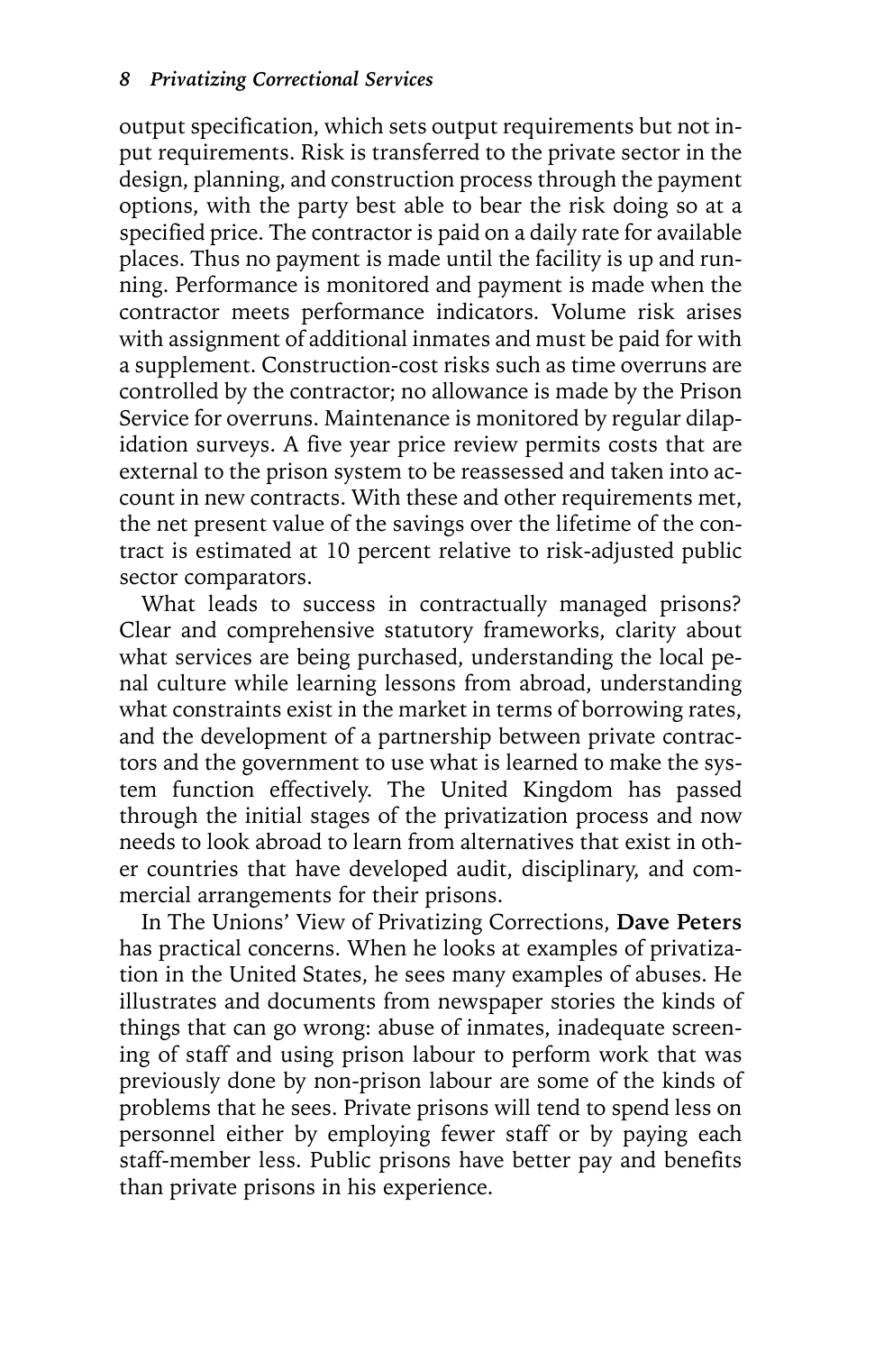output specification, which sets output requirements but not input requirements. Risk is transferred to the private sector in the design, planning, and construction process through the payment options, with the party best able to bear the risk doing so at a specified price. The contractor is paid on a daily rate for available places. Thus no payment is made until the facility is up and running. Performance is monitored and payment is made when the contractor meets performance indicators. Volume risk arises with assignment of additional inmates and must be paid for with a supplement. Construction-cost risks such as time overruns are controlled by the contractor; no allowance is made by the Prison Service for overruns. Maintenance is monitored by regular dilapidation surveys. A five year price review permits costs that are external to the prison system to be reassessed and taken into account in new contracts. With these and other requirements met, the net present value of the savings over the lifetime of the contract is estimated at 10 percent relative to risk-adjusted public sector comparators.

What leads to success in contractually managed prisons? Clear and comprehensive statutory frameworks, clarity about what services are being purchased, understanding the local penal culture while learning lessons from abroad, understanding what constraints exist in the market in terms of borrowing rates, and the development of a partnership between private contractors and the government to use what is learned to make the system function effectively. The United Kingdom has passed through the initial stages of the privatization process and now needs to look abroad to learn from alternatives that exist in other countries that have developed audit, disciplinary, and commercial arrangements for their prisons.

In The Unions' View of Privatizing Corrections, **Dave Peters** has practical concerns. When he looks at examples of privatization in the United States, he sees many examples of abuses. He illustrates and documents from newspaper stories the kinds of things that can go wrong: abuse of inmates, inadequate screening of staff and using prison labour to perform work that was previously done by non-prison labour are some of the kinds of problems that he sees. Private prisons will tend to spend less on personnel either by employing fewer staff or by paying each staff-member less. Public prisons have better pay and benefits than private prisons in his experience.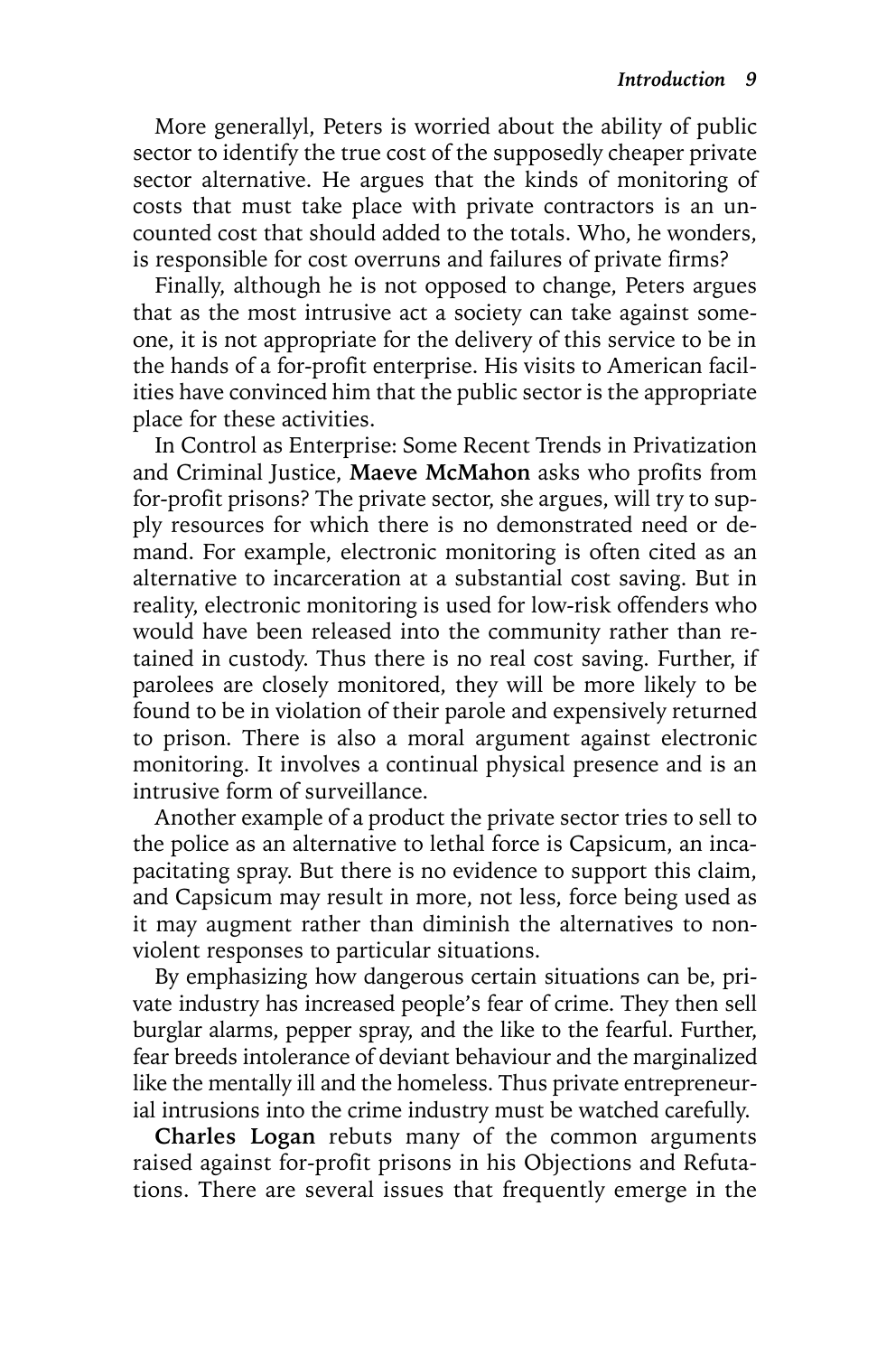More generallyl, Peters is worried about the ability of public sector to identify the true cost of the supposedly cheaper private sector alternative. He argues that the kinds of monitoring of costs that must take place with private contractors is an uncounted cost that should added to the totals. Who, he wonders, is responsible for cost overruns and failures of private firms?

Finally, although he is not opposed to change, Peters argues that as the most intrusive act a society can take against someone, it is not appropriate for the delivery of this service to be in the hands of a for-profit enterprise. His visits to American facilities have convinced him that the public sector is the appropriate place for these activities.

In Control as Enterprise: Some Recent Trends in Privatization and Criminal Justice, **Maeve McMahon** asks who profits from for-profit prisons? The private sector, she argues, will try to supply resources for which there is no demonstrated need or demand. For example, electronic monitoring is often cited as an alternative to incarceration at a substantial cost saving. But in reality, electronic monitoring is used for low-risk offenders who would have been released into the community rather than retained in custody. Thus there is no real cost saving. Further, if parolees are closely monitored, they will be more likely to be found to be in violation of their parole and expensively returned to prison. There is also a moral argument against electronic monitoring. It involves a continual physical presence and is an intrusive form of surveillance.

Another example of a product the private sector tries to sell to the police as an alternative to lethal force is Capsicum, an incapacitating spray. But there is no evidence to support this claim, and Capsicum may result in more, not less, force being used as it may augment rather than diminish the alternatives to nonviolent responses to particular situations.

By emphasizing how dangerous certain situations can be, private industry has increased people's fear of crime. They then sell burglar alarms, pepper spray, and the like to the fearful. Further, fear breeds intolerance of deviant behaviour and the marginalized like the mentally ill and the homeless. Thus private entrepreneurial intrusions into the crime industry must be watched carefully.

**Charles Logan** rebuts many of the common arguments raised against for-profit prisons in his Objections and Refutations. There are several issues that frequently emerge in the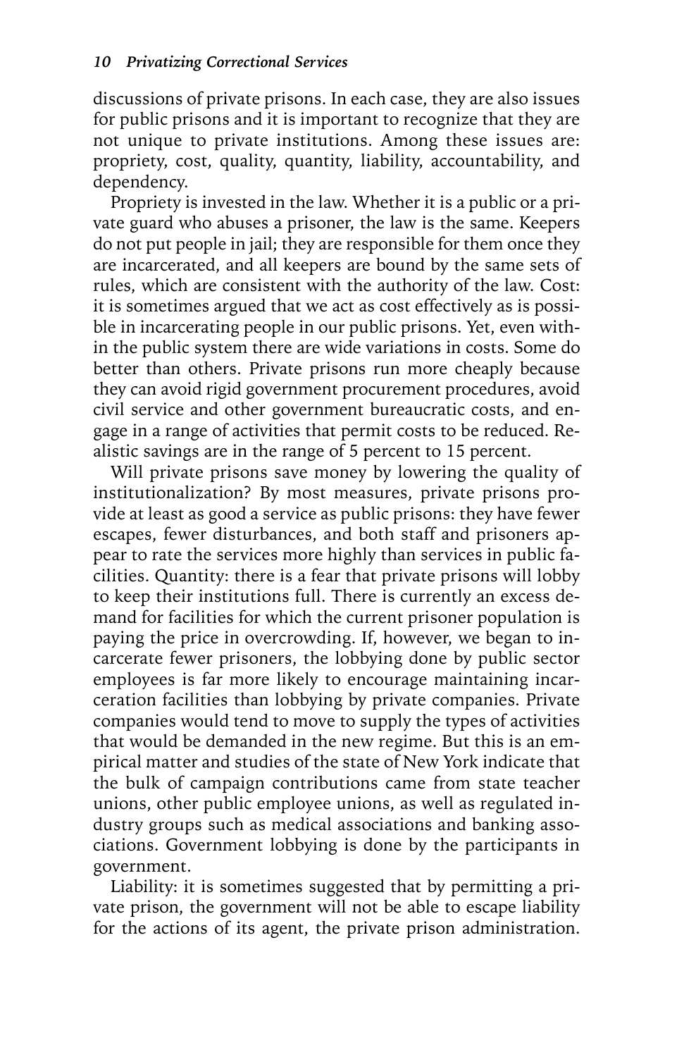discussions of private prisons. In each case, they are also issues for public prisons and it is important to recognize that they are not unique to private institutions. Among these issues are: propriety, cost, quality, quantity, liability, accountability, and dependency.

Propriety is invested in the law. Whether it is a public or a private guard who abuses a prisoner, the law is the same. Keepers do not put people in jail; they are responsible for them once they are incarcerated, and all keepers are bound by the same sets of rules, which are consistent with the authority of the law. Cost: it is sometimes argued that we act as cost effectively as is possible in incarcerating people in our public prisons. Yet, even within the public system there are wide variations in costs. Some do better than others. Private prisons run more cheaply because they can avoid rigid government procurement procedures, avoid civil service and other government bureaucratic costs, and engage in a range of activities that permit costs to be reduced. Realistic savings are in the range of 5 percent to 15 percent.

Will private prisons save money by lowering the quality of institutionalization? By most measures, private prisons provide at least as good a service as public prisons: they have fewer escapes, fewer disturbances, and both staff and prisoners appear to rate the services more highly than services in public facilities. Quantity: there is a fear that private prisons will lobby to keep their institutions full. There is currently an excess demand for facilities for which the current prisoner population is paying the price in overcrowding. If, however, we began to incarcerate fewer prisoners, the lobbying done by public sector employees is far more likely to encourage maintaining incarceration facilities than lobbying by private companies. Private companies would tend to move to supply the types of activities that would be demanded in the new regime. But this is an empirical matter and studies of the state of New York indicate that the bulk of campaign contributions came from state teacher unions, other public employee unions, as well as regulated industry groups such as medical associations and banking associations. Government lobbying is done by the participants in government.

Liability: it is sometimes suggested that by permitting a private prison, the government will not be able to escape liability for the actions of its agent, the private prison administration.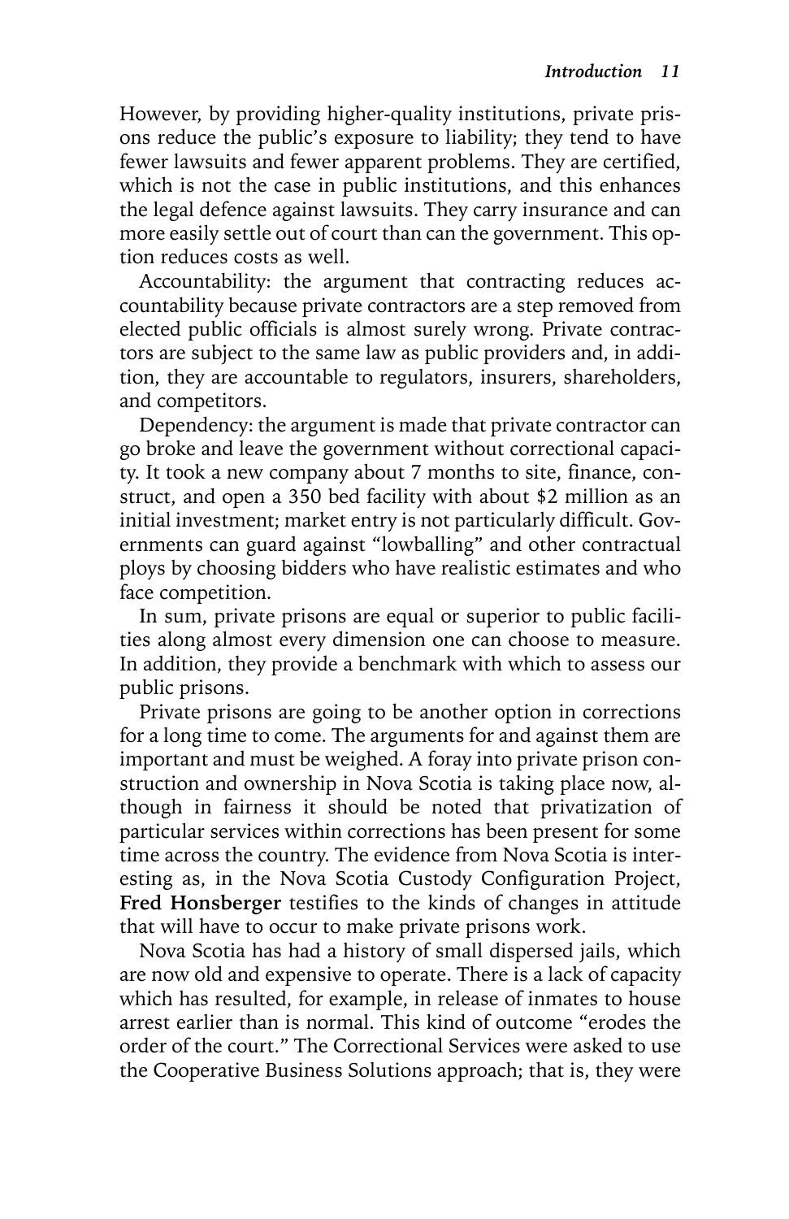However, by providing higher-quality institutions, private prisons reduce the public's exposure to liability; they tend to have fewer lawsuits and fewer apparent problems. They are certified, which is not the case in public institutions, and this enhances the legal defence against lawsuits. They carry insurance and can more easily settle out of court than can the government. This option reduces costs as well.

Accountability: the argument that contracting reduces accountability because private contractors are a step removed from elected public officials is almost surely wrong. Private contractors are subject to the same law as public providers and, in addition, they are accountable to regulators, insurers, shareholders, and competitors.

Dependency: the argument is made that private contractor can go broke and leave the government without correctional capacity. It took a new company about 7 months to site, finance, construct, and open a 350 bed facility with about $2 million as an initial investment; market entry is not particularly difficult. Governments can guard against "lowballing" and other contractual ploys by choosing bidders who have realistic estimates and who face competition.

In sum, private prisons are equal or superior to public facilities along almost every dimension one can choose to measure. In addition, they provide a benchmark with which to assess our public prisons.

Private prisons are going to be another option in corrections for a long time to come. The arguments for and against them are important and must be weighed. A foray into private prison construction and ownership in Nova Scotia is taking place now, although in fairness it should be noted that privatization of particular services within corrections has been present for some time across the country. The evidence from Nova Scotia is interesting as, in the Nova Scotia Custody Configuration Project, **Fred Honsberger** testifies to the kinds of changes in attitude that will have to occur to make private prisons work.

Nova Scotia has had a history of small dispersed jails, which are now old and expensive to operate. There is a lack of capacity which has resulted, for example, in release of inmates to house arrest earlier than is normal. This kind of outcome "erodes the order of the court." The Correctional Services were asked to use the Cooperative Business Solutions approach; that is, they were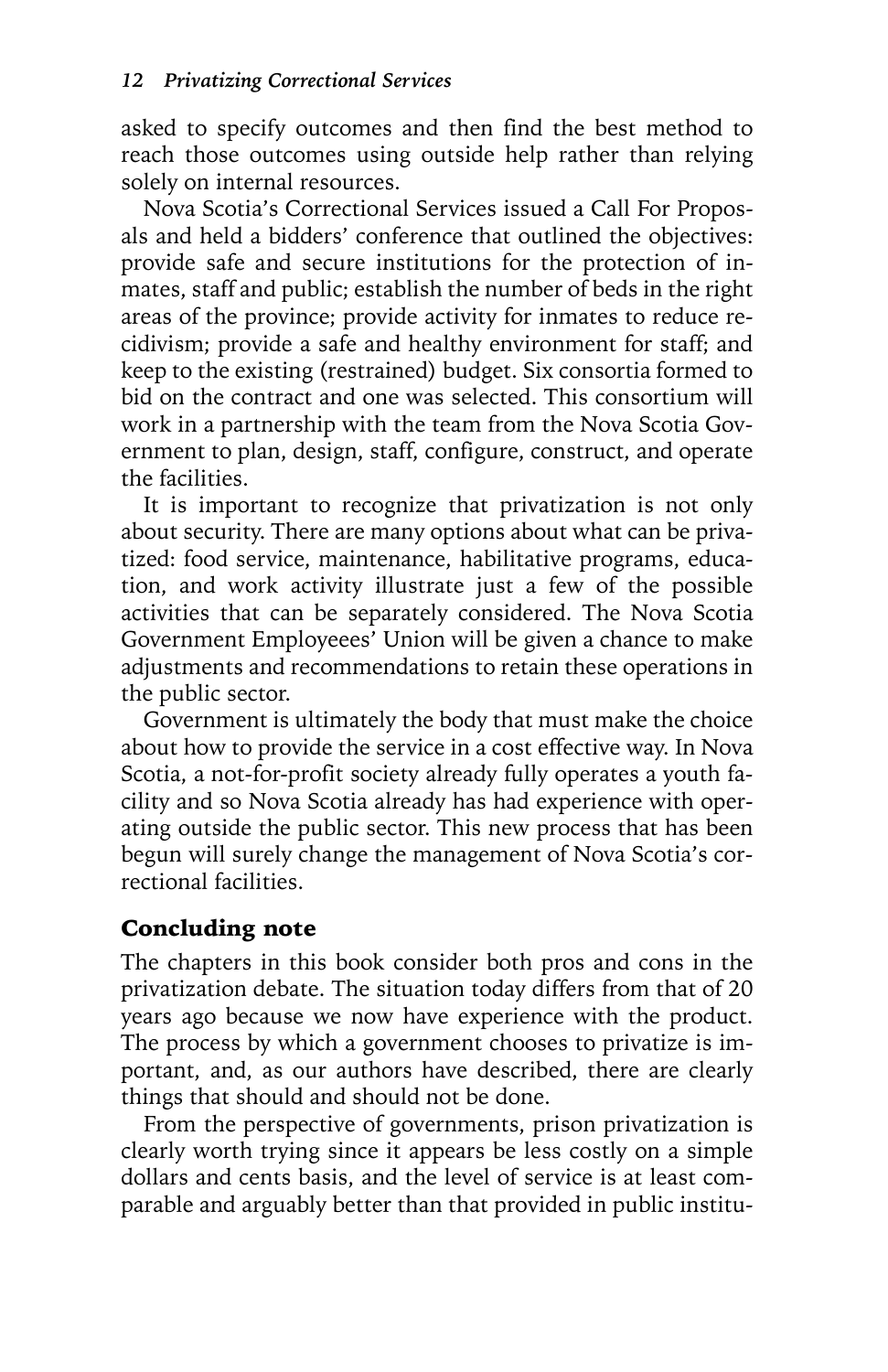asked to specify outcomes and then find the best method to reach those outcomes using outside help rather than relying solely on internal resources.

Nova Scotia's Correctional Services issued a Call For Proposals and held a bidders' conference that outlined the objectives: provide safe and secure institutions for the protection of inmates, staff and public; establish the number of beds in the right areas of the province; provide activity for inmates to reduce recidivism; provide a safe and healthy environment for staff; and keep to the existing (restrained) budget. Six consortia formed to bid on the contract and one was selected. This consortium will work in a partnership with the team from the Nova Scotia Government to plan, design, staff, configure, construct, and operate the facilities.

It is important to recognize that privatization is not only about security. There are many options about what can be privatized: food service, maintenance, habilitative programs, education, and work activity illustrate just a few of the possible activities that can be separately considered. The Nova Scotia Government Employeees' Union will be given a chance to make adjustments and recommendations to retain these operations in the public sector.

Government is ultimately the body that must make the choice about how to provide the service in a cost effective way. In Nova Scotia, a not-for-profit society already fully operates a youth facility and so Nova Scotia already has had experience with operating outside the public sector. This new process that has been begun will surely change the management of Nova Scotia's correctional facilities.

## Concluding note

The chapters in this book consider both pros and cons in the privatization debate. The situation today differs from that of 20 years ago because we now have experience with the product. The process by which a government chooses to privatize is important, and, as our authors have described, there are clearly things that should and should not be done.

From the perspective of governments, prison privatization is clearly worth trying since it appears be less costly on a simple dollars and cents basis, and the level of service is at least comparable and arguably better than that provided in public institu-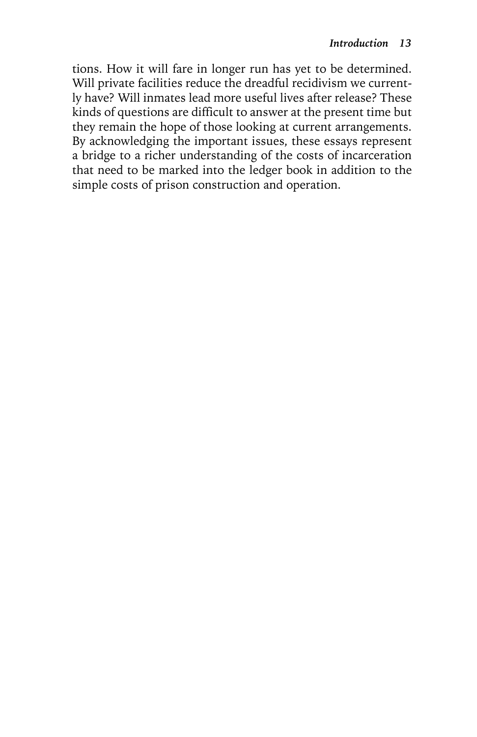tions. How it will fare in longer run has yet to be determined. Will private facilities reduce the dreadful recidivism we currently have? Will inmates lead more useful lives after release? These kinds of questions are difficult to answer at the present time but they remain the hope of those looking at current arrangements. By acknowledging the important issues, these essays represent a bridge to a richer understanding of the costs of incarceration that need to be marked into the ledger book in addition to the simple costs of prison construction and operation.